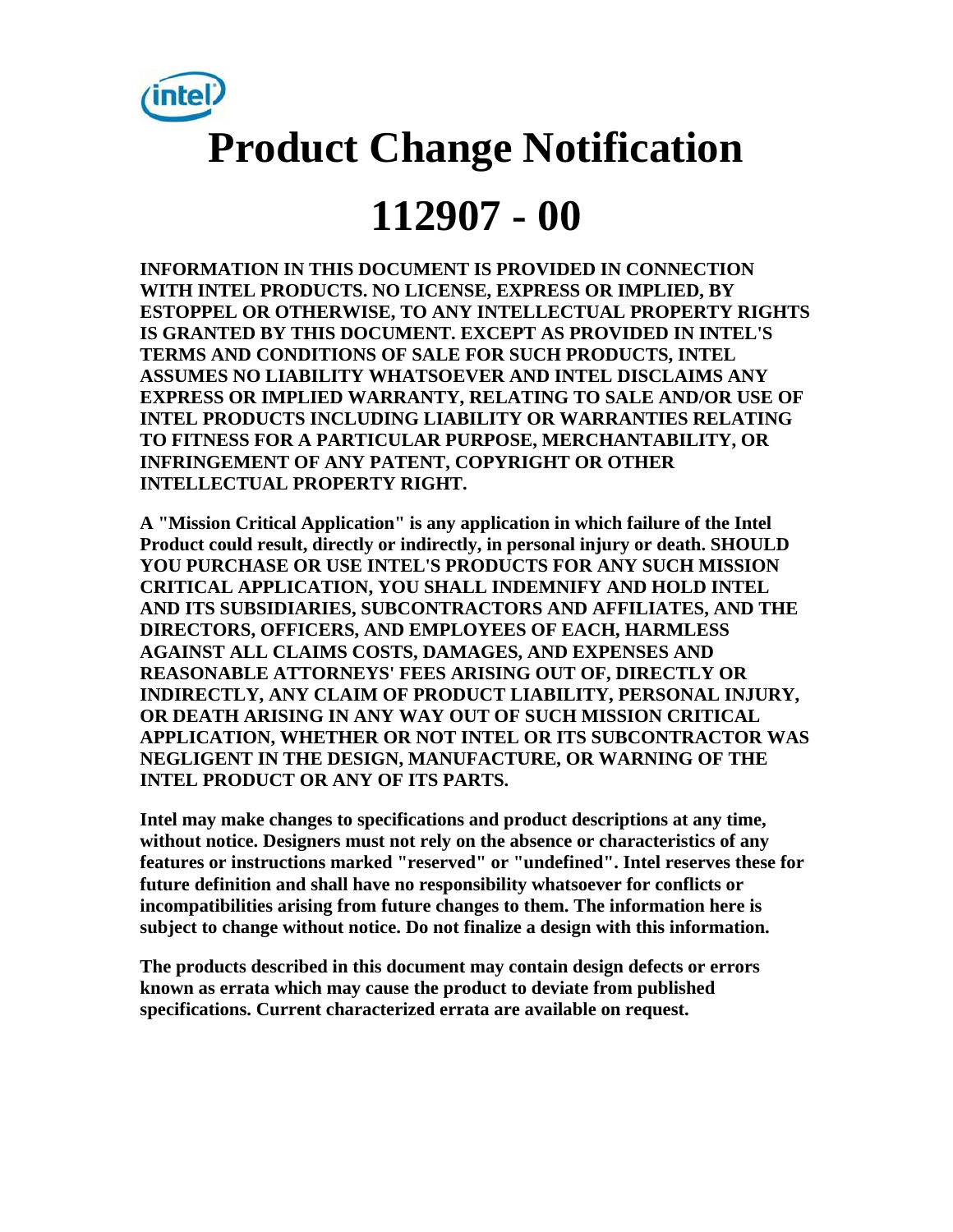# Product Change Notification

# 112907 - 00

**INFORMATION IN THIS DOCUMENT IS PROVIDED IN CONNECTION WITH INTEL PRODUCTS. NO LICENSE, EXPRESS OR IMPLIED, BY ESTOPPEL OR OTHERWISE, TO ANY INTELLECTUAL PROPERTY RIGHTS IS GRANTED BY THIS DOCUMENT. EXCEPT AS PROVIDED IN INTEL'S TERMS AND CONDITIONS OF SALE FOR SUCH PRODUCTS, INTEL ASSUMES NO LIABILITY WHATSOEVER AND INTEL DISCLAIMS ANY EXPRESS OR IMPLIED WARRANTY, RELATING TO SALE AND/OR USE OF INTEL PRODUCTS INCLUDING LIABILITY OR WARRANTIES RELATING TO FITNESS FOR A PARTICULAR PURPOSE, MERCHANTABILITY, OR INFRINGEMENT OF ANY PATENT, COPYRIGHT OR OTHER INTELLECTUAL PROPERTY RIGHT.**

**A "Mission Critical Application" is any application in which failure of the Intel Product could result, directly or indirectly, in personal injury or death. SHOULD YOU PURCHASE OR USE INTEL'S PRODUCTS FOR ANY SUCH MISSION CRITICAL APPLICATION, YOU SHALL INDEMNIFY AND HOLD INTEL AND ITS SUBSIDIARIES, SUBCONTRACTORS AND AFFILIATES, AND THE DIRECTORS, OFFICERS, AND EMPLOYEES OF EACH, HARMLESS AGAINST ALL CLAIMS COSTS, DAMAGES, AND EXPENSES AND REASONABLE ATTORNEYS' FEES ARISING OUT OF, DIRECTLY OR INDIRECTLY, ANY CLAIM OF PRODUCT LIABILITY, PERSONAL INJURY, OR DEATH ARISING IN ANY WAY OUT OF SUCH MISSION CRITICAL APPLICATION, WHETHER OR NOT INTEL OR ITS SUBCONTRACTOR WAS NEGLIGENT IN THE DESIGN, MANUFACTURE, OR WARNING OF THE INTEL PRODUCT OR ANY OF ITS PARTS.**

**Intel may make changes to specifications and product descriptions at any time, without notice. Designers must not rely on the absence or characteristics of any features or instructions marked "reserved" or "undefined". Intel reserves these for future definition and shall have no responsibility whatsoever for conflicts or incompatibilities arising from future changes to them. The information here is subject to change without notice. Do not finalize a design with this information.**

**The products described in this document may contain design defects or errors known as errata which may cause the product to deviate from published specifications. Current characterized errata are available on request.**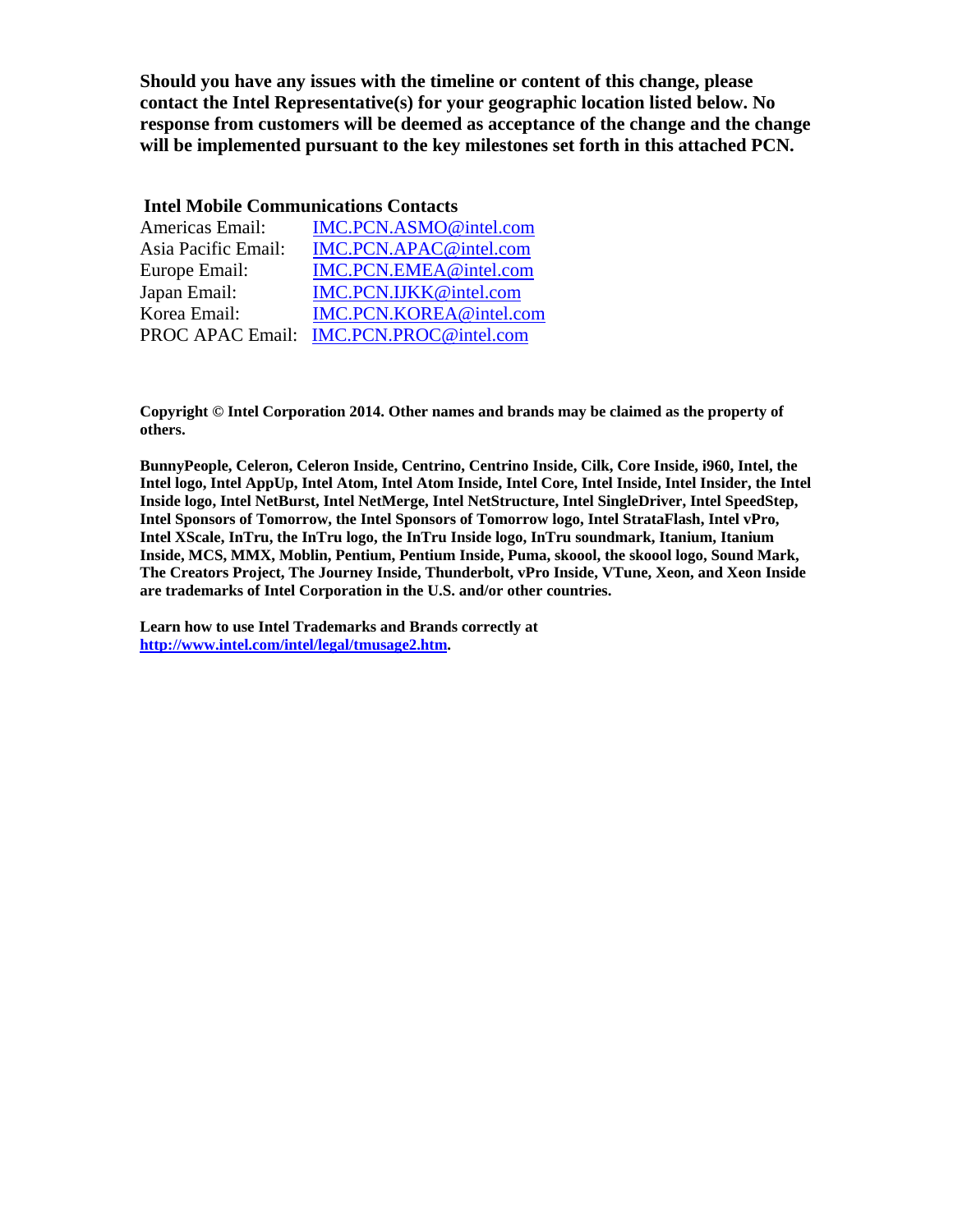**Should you have any issues with the timeline or content of this change, please contact the Intel Representative(s) for your geographic location listed below. No response from customers will be deemed as acceptance of the change and the change will be implemented pursuant to the key milestones set forth in this attached PCN.**

**Intel Mobile Communications Contacts**

| | |
|---|---|
| Americas Email: | IMC.PCN.ASMO@intel.com |
| Asia Pacific Email: | IMC.PCN.APAC@intel.com |
| Europe Email: | IMC.PCN.EMEA@intel.com |
| Japan Email: | IMC.PCN.IJKK@intel.com |
| Korea Email: | IMC.PCN.KOREA@intel.com |
| PROC APAC Email: | IMC.PCN.PROC@intel.com |

**Copyright © Intel Corporation 2014. Other names and brands may be claimed as the property of others.**

**BunnyPeople, Celeron, Celeron Inside, Centrino, Centrino Inside, Cilk, Core Inside, i960, Intel, the Intel logo, Intel AppUp, Intel Atom, Intel Atom Inside, Intel Core, Intel Inside, Intel Insider, the Intel Inside logo, Intel NetBurst, Intel NetMerge, Intel NetStructure, Intel SingleDriver, Intel SpeedStep, Intel Sponsors of Tomorrow, the Intel Sponsors of Tomorrow logo, Intel StrataFlash, Intel vPro, Intel XScale, InTru, the InTru logo, the InTru Inside logo, InTru soundmark, Itanium, Itanium Inside, MCS, MMX, Moblin, Pentium, Pentium Inside, Puma, skoool, the skoool logo, Sound Mark, The Creators Project, The Journey Inside, Thunderbolt, vPro Inside, VTune, Xeon, and Xeon Inside are trademarks of Intel Corporation in the U.S. and/or other countries.**

**Learn how to use Intel Trademarks and Brands correctly at http://www.intel.com/intel/legal/tmusage2.htm.**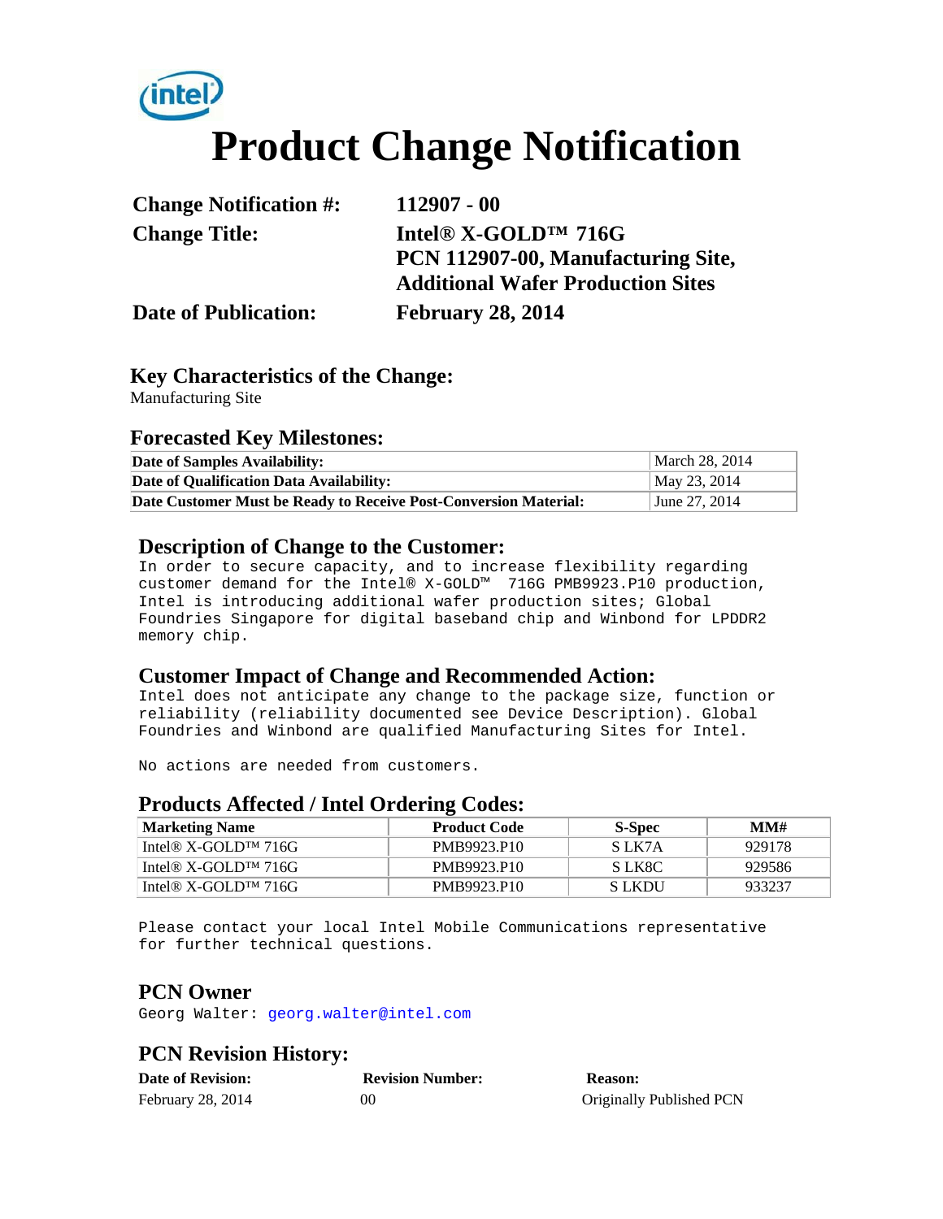# Product Change Notification

| | |
|---|---|
| **Change Notification #:** | **112907 - 00** |
| **Change Title:** | **Intel® X-GOLD™ 716G PCN 112907-00, Manufacturing Site, Additional Wafer Production Sites** |
| **Date of Publication:** | **February 28, 2014** |

## Key Characteristics of the Change:

Manufacturing Site

## Forecasted Key Milestones:

| | |
|---|---|
| **Date of Samples Availability:** | March 28, 2014 |
| **Date of Qualification Data Availability:** | May 23, 2014 |
| **Date Customer Must be Ready to Receive Post-Conversion Material:** | June 27, 2014 |

## Description of Change to the Customer:

In order to secure capacity, and to increase flexibility regarding customer demand for the Intel® X-GOLD™ 716G PMB9923.P10 production, Intel is introducing additional wafer production sites; Global Foundries Singapore for digital baseband chip and Winbond for LPDDR2 memory chip.

## Customer Impact of Change and Recommended Action:

Intel does not anticipate any change to the package size, function or reliability (reliability documented see Device Description). Global Foundries and Winbond are qualified Manufacturing Sites for Intel.

No actions are needed from customers.

## Products Affected / Intel Ordering Codes:

| Marketing Name | Product Code | S-Spec | MM# |
|---|---|---|---|
| Intel® X-GOLD™ 716G | PMB9923.P10 | S LK7A | 929178 |
| Intel® X-GOLD™ 716G | PMB9923.P10 | S LK8C | 929586 |
| Intel® X-GOLD™ 716G | PMB9923.P10 | S LKDU | 933237 |

Please contact your local Intel Mobile Communications representative for further technical questions.

## PCN Owner

Georg Walter: georg.walter@intel.com

## PCN Revision History:

| Date of Revision: | Revision Number: | Reason: |
|---|---|---|
| February 28, 2014 | 00 | Originally Published PCN |